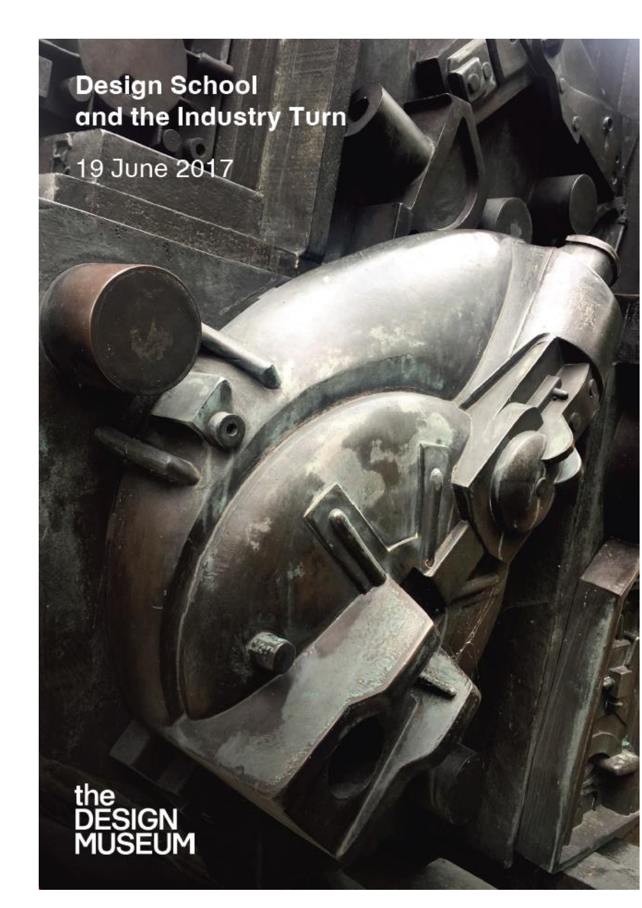# Design School and the Industry Turn

19 June 2017

the DESIGN MUSEUM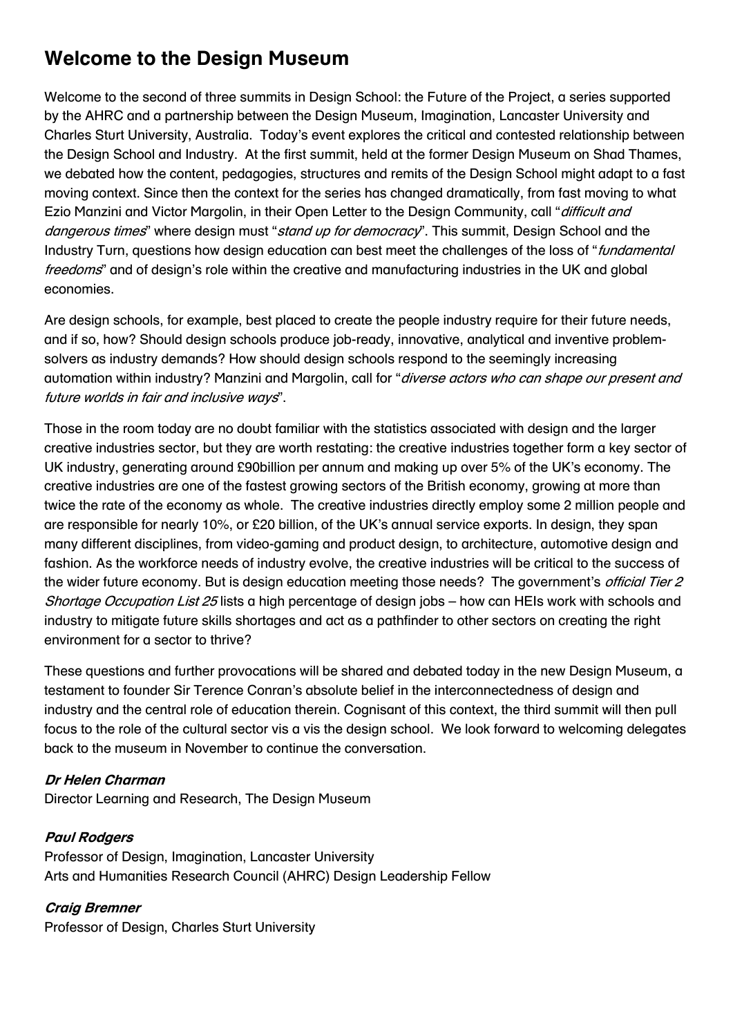## Welcome to the Design Museum

Welcome to the second of three summits in Design School: the Future of the Project, a series supported by the AHRC and a partnership between the Design Museum, Imagination, Lancaster University and Charles Sturt University, Australia. Today's event explores the critical and contested relationship between the Design School and Industry. At the first summit, held at the former Design Museum on Shad Thames, we debated how the content, pedagogies, structures and remits of the Design School might adapt to a fast moving context. Since then the context for the series has changed dramatically, from fast moving to what Ezio Manzini and Victor Margolin, in their Open Letter to the Design Community, call "*difficult and dangerous times*" where design must "*stand up for democracy*". This summit, Design School and the Industry Turn, questions how design education can best meet the challenges of the loss of "*fundamental freedoms*" and of design's role within the creative and manufacturing industries in the UK and global economies.

Are design schools, for example, best placed to create the people industry require for their future needs, and if so, how? Should design schools produce job-ready, innovative, analytical and inventive problem-solvers as industry demands? How should design schools respond to the seemingly increasing automation within industry? Manzini and Margolin, call for "*diverse actors who can shape our present and future worlds in fair and inclusive ways*".

Those in the room today are no doubt familiar with the statistics associated with design and the larger creative industries sector, but they are worth restating: the creative industries together form a key sector of UK industry, generating around £90billion per annum and making up over 5% of the UK's economy. The creative industries are one of the fastest growing sectors of the British economy, growing at more than twice the rate of the economy as whole. The creative industries directly employ some 2 million people and are responsible for nearly 10%, or £20 billion, of the UK's annual service exports. In design, they span many different disciplines, from video-gaming and product design, to architecture, automotive design and fashion. As the workforce needs of industry evolve, the creative industries will be critical to the success of the wider future economy. But is design education meeting those needs? The government's *official Tier 2 Shortage Occupation List 25* lists a high percentage of design jobs – how can HEIs work with schools and industry to mitigate future skills shortages and act as a pathfinder to other sectors on creating the right environment for a sector to thrive?

These questions and further provocations will be shared and debated today in the new Design Museum, a testament to founder Sir Terence Conran's absolute belief in the interconnectedness of design and industry and the central role of education therein. Cognisant of this context, the third summit will then pull focus to the role of the cultural sector vis a vis the design school. We look forward to welcoming delegates back to the museum in November to continue the conversation.

***Dr Helen Charman***
Director Learning and Research, The Design Museum

***Paul Rodgers***
Professor of Design, Imagination, Lancaster University
Arts and Humanities Research Council (AHRC) Design Leadership Fellow

***Craig Bremner***
Professor of Design, Charles Sturt University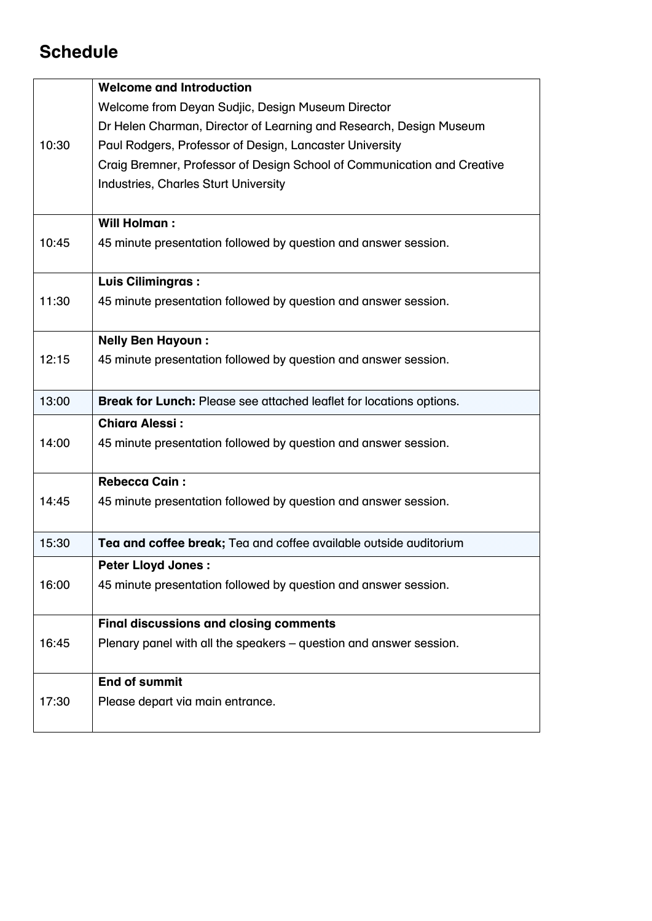## Schedule

| | |
|---|---|
| 10:30 | **Welcome and Introduction**<br>Welcome from Deyan Sudjic, Design Museum Director<br>Dr Helen Charman, Director of Learning and Research, Design Museum<br>Paul Rodgers, Professor of Design, Lancaster University<br>Craig Bremner, Professor of Design School of Communication and Creative Industries, Charles Sturt University |
| 10:45 | **Will Holman :**<br>45 minute presentation followed by question and answer session. |
| 11:30 | **Luis Cilimingras :**<br>45 minute presentation followed by question and answer session. |
| 12:15 | **Nelly Ben Hayoun :**<br>45 minute presentation followed by question and answer session. |
| 13:00 | **Break for Lunch:** Please see attached leaflet for locations options. |
| 14:00 | **Chiara Alessi :**<br>45 minute presentation followed by question and answer session. |
| 14:45 | **Rebecca Cain :**<br>45 minute presentation followed by question and answer session. |
| 15:30 | **Tea and coffee break;** Tea and coffee available outside auditorium |
| 16:00 | **Peter Lloyd Jones :**<br>45 minute presentation followed by question and answer session. |
| 16:45 | **Final discussions and closing comments**<br>Plenary panel with all the speakers – question and answer session. |
| 17:30 | **End of summit**<br>Please depart via main entrance. |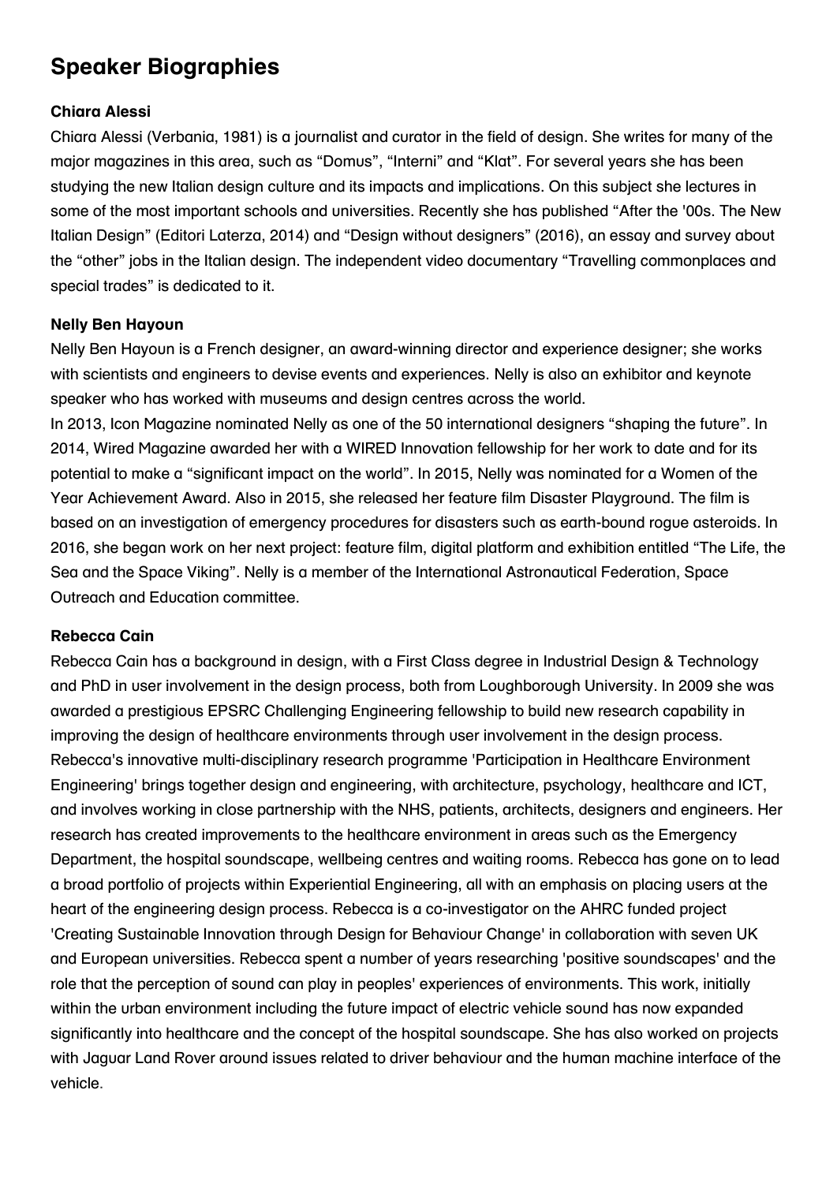# Speaker Biographies

### Chiara Alessi

Chiara Alessi (Verbania, 1981) is a journalist and curator in the field of design. She writes for many of the major magazines in this area, such as “Domus”, “Interni” and “Klat”. For several years she has been studying the new Italian design culture and its impacts and implications. On this subject she lectures in some of the most important schools and universities. Recently she has published “After the '00s. The New Italian Design” (Editori Laterza, 2014) and “Design without designers” (2016), an essay and survey about the “other” jobs in the Italian design. The independent video documentary “Travelling commonplaces and special trades” is dedicated to it.

### Nelly Ben Hayoun

Nelly Ben Hayoun is a French designer, an award-winning director and experience designer; she works with scientists and engineers to devise events and experiences. Nelly is also an exhibitor and keynote speaker who has worked with museums and design centres across the world.

In 2013, Icon Magazine nominated Nelly as one of the 50 international designers “shaping the future”. In 2014, Wired Magazine awarded her with a WIRED Innovation fellowship for her work to date and for its potential to make a “significant impact on the world”. In 2015, Nelly was nominated for a Women of the Year Achievement Award. Also in 2015, she released her feature film Disaster Playground. The film is based on an investigation of emergency procedures for disasters such as earth-bound rogue asteroids. In 2016, she began work on her next project: feature film, digital platform and exhibition entitled “The Life, the Sea and the Space Viking”. Nelly is a member of the International Astronautical Federation, Space Outreach and Education committee.

### Rebecca Cain

Rebecca Cain has a background in design, with a First Class degree in Industrial Design & Technology and PhD in user involvement in the design process, both from Loughborough University. In 2009 she was awarded a prestigious EPSRC Challenging Engineering fellowship to build new research capability in improving the design of healthcare environments through user involvement in the design process. Rebecca's innovative multi-disciplinary research programme 'Participation in Healthcare Environment Engineering' brings together design and engineering, with architecture, psychology, healthcare and ICT, and involves working in close partnership with the NHS, patients, architects, designers and engineers. Her research has created improvements to the healthcare environment in areas such as the Emergency Department, the hospital soundscape, wellbeing centres and waiting rooms. Rebecca has gone on to lead a broad portfolio of projects within Experiential Engineering, all with an emphasis on placing users at the heart of the engineering design process. Rebecca is a co-investigator on the AHRC funded project 'Creating Sustainable Innovation through Design for Behaviour Change' in collaboration with seven UK and European universities. Rebecca spent a number of years researching 'positive soundscapes' and the role that the perception of sound can play in peoples' experiences of environments. This work, initially within the urban environment including the future impact of electric vehicle sound has now expanded significantly into healthcare and the concept of the hospital soundscape. She has also worked on projects with Jaguar Land Rover around issues related to driver behaviour and the human machine interface of the vehicle.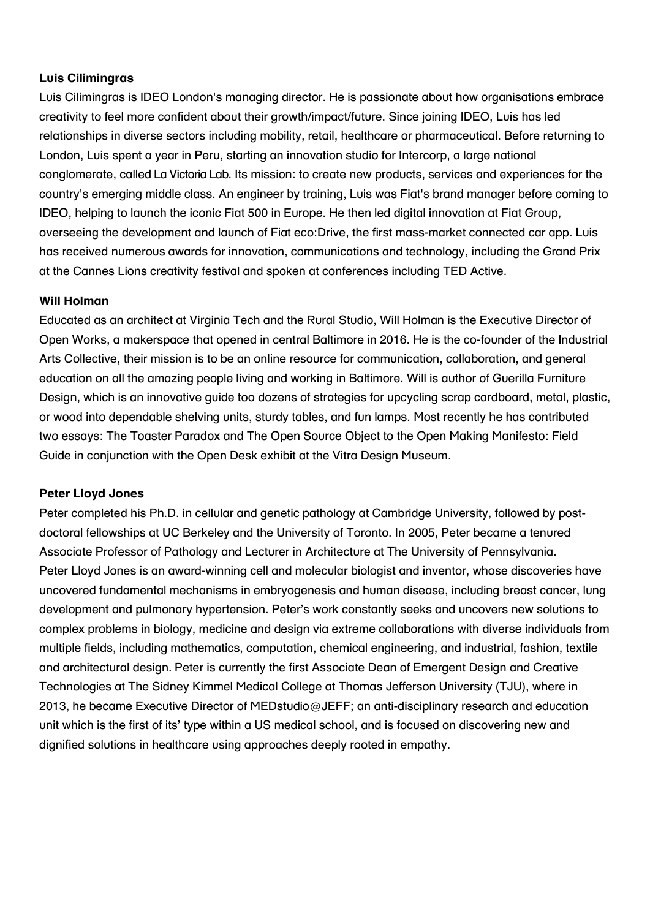**Luis Cilimingras**

Luis Cilimingras is IDEO London's managing director. He is passionate about how organisations embrace creativity to feel more confident about their growth/impact/future. Since joining IDEO, Luis has led relationships in diverse sectors including mobility, retail, healthcare or pharmaceutical. Before returning to London, Luis spent a year in Peru, starting an innovation studio for Intercorp, a large national conglomerate, called La Victoria Lab. Its mission: to create new products, services and experiences for the country's emerging middle class. An engineer by training, Luis was Fiat's brand manager before coming to IDEO, helping to launch the iconic Fiat 500 in Europe. He then led digital innovation at Fiat Group, overseeing the development and launch of Fiat eco:Drive, the first mass-market connected car app. Luis has received numerous awards for innovation, communications and technology, including the Grand Prix at the Cannes Lions creativity festival and spoken at conferences including TED Active.

**Will Holman**

Educated as an architect at Virginia Tech and the Rural Studio, Will Holman is the Executive Director of Open Works, a makerspace that opened in central Baltimore in 2016. He is the co-founder of the Industrial Arts Collective, their mission is to be an online resource for communication, collaboration, and general education on all the amazing people living and working in Baltimore. Will is author of Guerilla Furniture Design, which is an innovative guide too dozens of strategies for upcycling scrap cardboard, metal, plastic, or wood into dependable shelving units, sturdy tables, and fun lamps. Most recently he has contributed two essays: The Toaster Paradox and The Open Source Object to the Open Making Manifesto: Field Guide in conjunction with the Open Desk exhibit at the Vitra Design Museum.

**Peter Lloyd Jones**

Peter completed his Ph.D. in cellular and genetic pathology at Cambridge University, followed by post-doctoral fellowships at UC Berkeley and the University of Toronto. In 2005, Peter became a tenured Associate Professor of Pathology and Lecturer in Architecture at The University of Pennsylvania. Peter Lloyd Jones is an award-winning cell and molecular biologist and inventor, whose discoveries have uncovered fundamental mechanisms in embryogenesis and human disease, including breast cancer, lung development and pulmonary hypertension. Peter's work constantly seeks and uncovers new solutions to complex problems in biology, medicine and design via extreme collaborations with diverse individuals from multiple fields, including mathematics, computation, chemical engineering, and industrial, fashion, textile and architectural design. Peter is currently the first Associate Dean of Emergent Design and Creative Technologies at The Sidney Kimmel Medical College at Thomas Jefferson University (TJU), where in 2013, he became Executive Director of MEDstudio@JEFF; an anti-disciplinary research and education unit which is the first of its' type within a US medical school, and is focused on discovering new and dignified solutions in healthcare using approaches deeply rooted in empathy.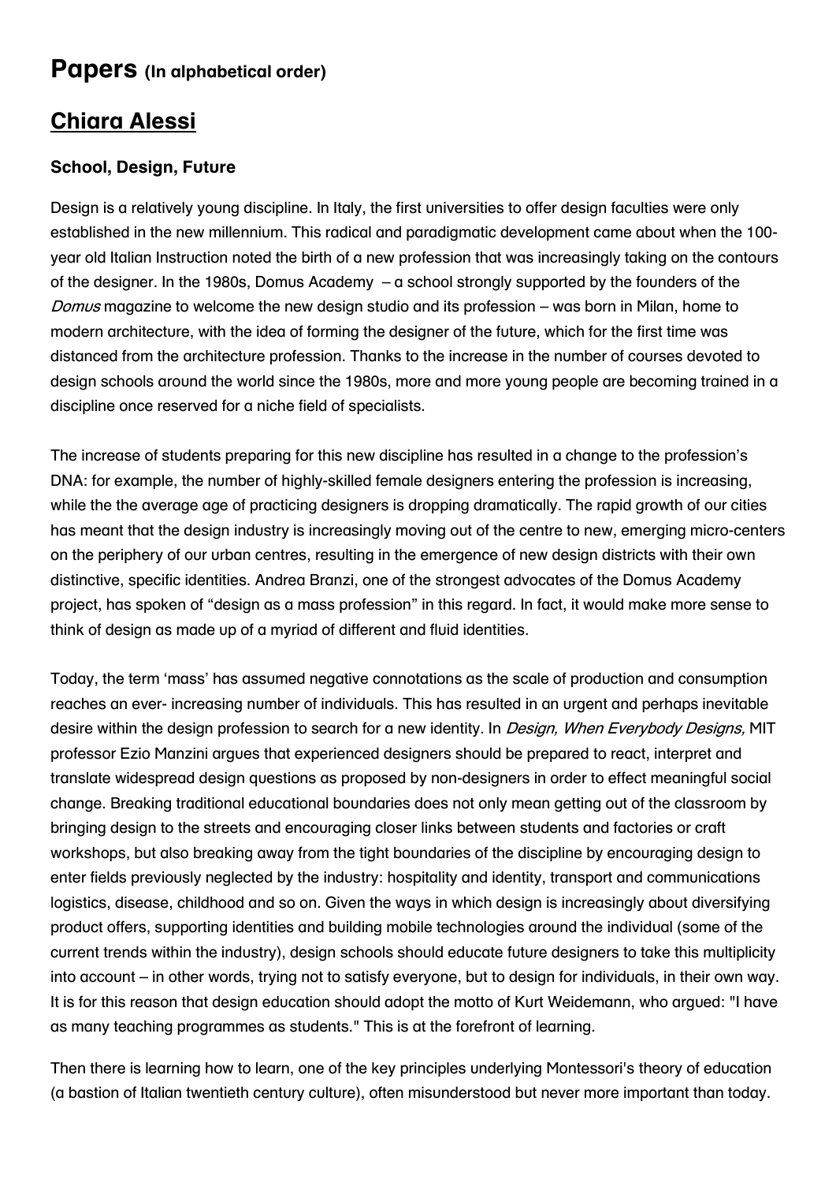# Papers (In alphabetical order)

## Chiara Alessi

### School, Design, Future

Design is a relatively young discipline. In Italy, the first universities to offer design faculties were only established in the new millennium. This radical and paradigmatic development came about when the 100-year old Italian Instruction noted the birth of a new profession that was increasingly taking on the contours of the designer. In the 1980s, Domus Academy – a school strongly supported by the founders of the *Domus* magazine to welcome the new design studio and its profession – was born in Milan, home to modern architecture, with the idea of forming the designer of the future, which for the first time was distanced from the architecture profession. Thanks to the increase in the number of courses devoted to design schools around the world since the 1980s, more and more young people are becoming trained in a discipline once reserved for a niche field of specialists.

The increase of students preparing for this new discipline has resulted in a change to the profession's DNA: for example, the number of highly-skilled female designers entering the profession is increasing, while the the average age of practicing designers is dropping dramatically. The rapid growth of our cities has meant that the design industry is increasingly moving out of the centre to new, emerging micro-centers on the periphery of our urban centres, resulting in the emergence of new design districts with their own distinctive, specific identities. Andrea Branzi, one of the strongest advocates of the Domus Academy project, has spoken of "design as a mass profession" in this regard. In fact, it would make more sense to think of design as made up of a myriad of different and fluid identities.

Today, the term 'mass' has assumed negative connotations as the scale of production and consumption reaches an ever- increasing number of individuals. This has resulted in an urgent and perhaps inevitable desire within the design profession to search for a new identity. In *Design, When Everybody Designs,* MIT professor Ezio Manzini argues that experienced designers should be prepared to react, interpret and translate widespread design questions as proposed by non-designers in order to effect meaningful social change. Breaking traditional educational boundaries does not only mean getting out of the classroom by bringing design to the streets and encouraging closer links between students and factories or craft workshops, but also breaking away from the tight boundaries of the discipline by encouraging design to enter fields previously neglected by the industry: hospitality and identity, transport and communications logistics, disease, childhood and so on. Given the ways in which design is increasingly about diversifying product offers, supporting identities and building mobile technologies around the individual (some of the current trends within the industry), design schools should educate future designers to take this multiplicity into account – in other words, trying not to satisfy everyone, but to design for individuals, in their own way. It is for this reason that design education should adopt the motto of Kurt Weidemann, who argued: "I have as many teaching programmes as students." This is at the forefront of learning.

Then there is learning how to learn, one of the key principles underlying Montessori's theory of education (a bastion of Italian twentieth century culture), often misunderstood but never more important than today.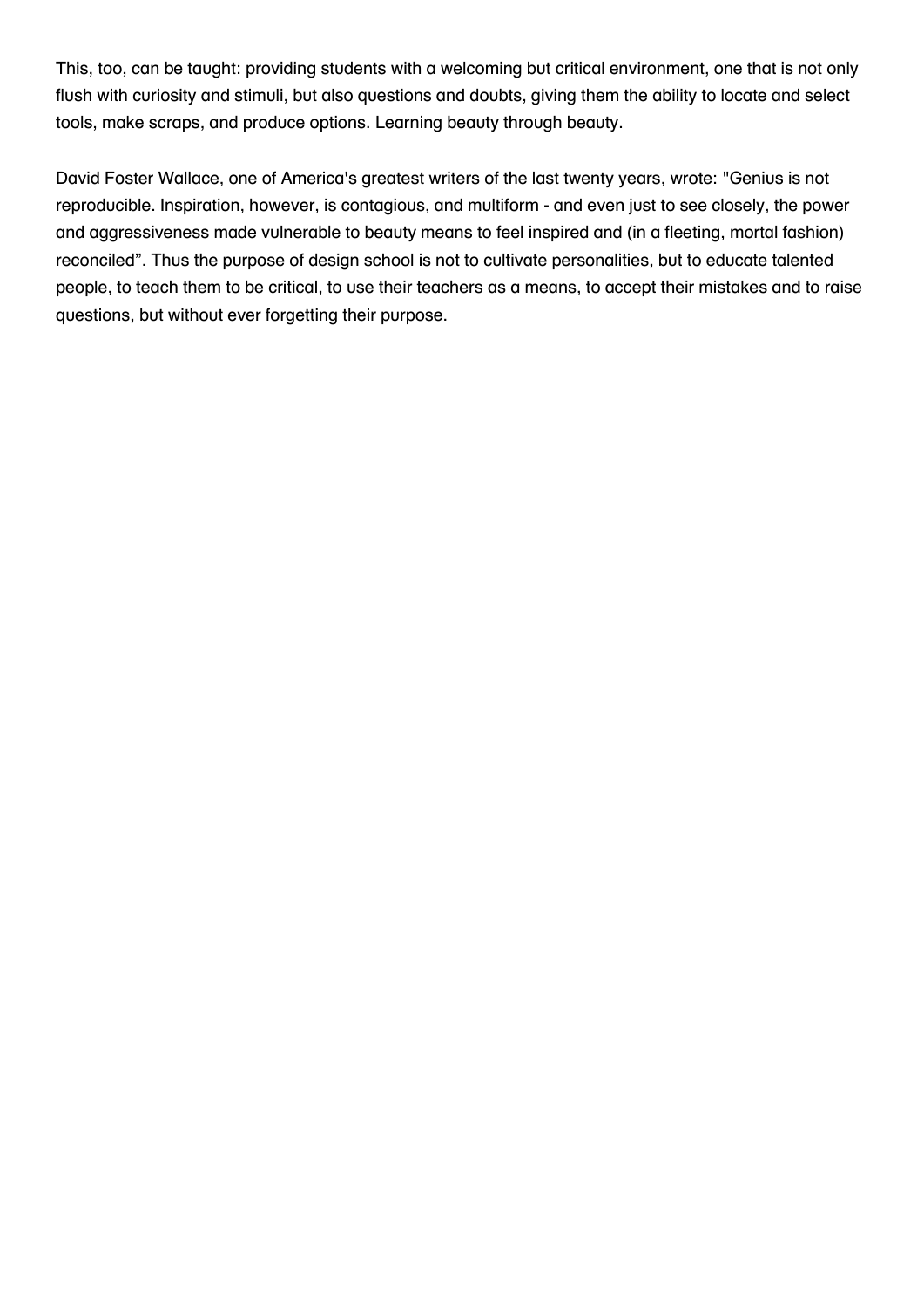This, too, can be taught: providing students with a welcoming but critical environment, one that is not only flush with curiosity and stimuli, but also questions and doubts, giving them the ability to locate and select tools, make scraps, and produce options. Learning beauty through beauty.

David Foster Wallace, one of America's greatest writers of the last twenty years, wrote: "Genius is not reproducible. Inspiration, however, is contagious, and multiform - and even just to see closely, the power and aggressiveness made vulnerable to beauty means to feel inspired and (in a fleeting, mortal fashion) reconciled". Thus the purpose of design school is not to cultivate personalities, but to educate talented people, to teach them to be critical, to use their teachers as a means, to accept their mistakes and to raise questions, but without ever forgetting their purpose.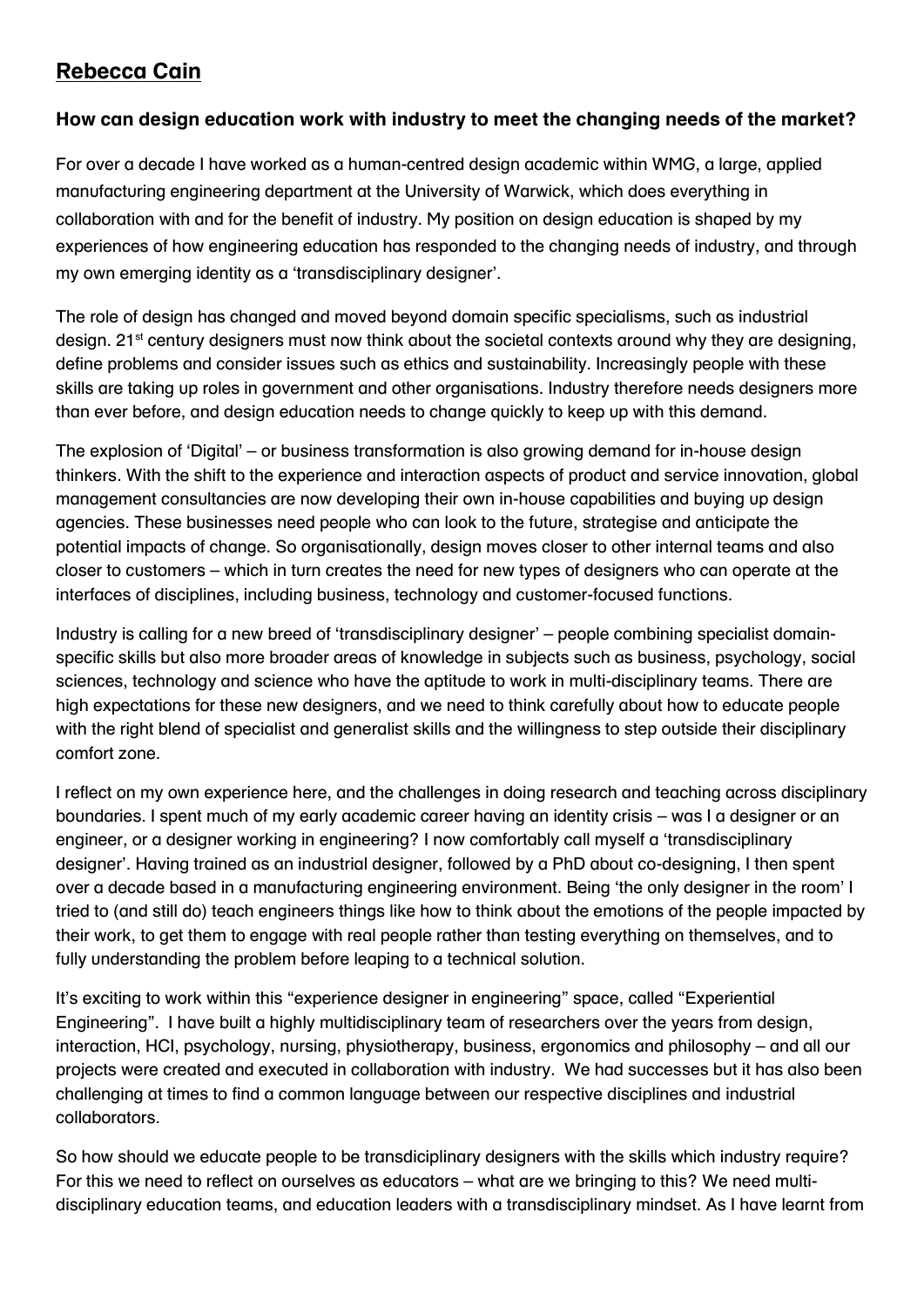## Rebecca Cain

### How can design education work with industry to meet the changing needs of the market?

For over a decade I have worked as a human-centred design academic within WMG, a large, applied manufacturing engineering department at the University of Warwick, which does everything in collaboration with and for the benefit of industry. My position on design education is shaped by my experiences of how engineering education has responded to the changing needs of industry, and through my own emerging identity as a 'transdisciplinary designer'.

The role of design has changed and moved beyond domain specific specialisms, such as industrial design. 21st century designers must now think about the societal contexts around why they are designing, define problems and consider issues such as ethics and sustainability. Increasingly people with these skills are taking up roles in government and other organisations. Industry therefore needs designers more than ever before, and design education needs to change quickly to keep up with this demand.

The explosion of 'Digital' – or business transformation is also growing demand for in-house design thinkers. With the shift to the experience and interaction aspects of product and service innovation, global management consultancies are now developing their own in-house capabilities and buying up design agencies. These businesses need people who can look to the future, strategise and anticipate the potential impacts of change. So organisationally, design moves closer to other internal teams and also closer to customers – which in turn creates the need for new types of designers who can operate at the interfaces of disciplines, including business, technology and customer-focused functions.

Industry is calling for a new breed of 'transdisciplinary designer' – people combining specialist domain-specific skills but also more broader areas of knowledge in subjects such as business, psychology, social sciences, technology and science who have the aptitude to work in multi-disciplinary teams. There are high expectations for these new designers, and we need to think carefully about how to educate people with the right blend of specialist and generalist skills and the willingness to step outside their disciplinary comfort zone.

I reflect on my own experience here, and the challenges in doing research and teaching across disciplinary boundaries. I spent much of my early academic career having an identity crisis – was I a designer or an engineer, or a designer working in engineering? I now comfortably call myself a 'transdisciplinary designer'. Having trained as an industrial designer, followed by a PhD about co-designing, I then spent over a decade based in a manufacturing engineering environment. Being 'the only designer in the room' I tried to (and still do) teach engineers things like how to think about the emotions of the people impacted by their work, to get them to engage with real people rather than testing everything on themselves, and to fully understanding the problem before leaping to a technical solution.

It's exciting to work within this "experience designer in engineering" space, called "Experiential Engineering". I have built a highly multidisciplinary team of researchers over the years from design, interaction, HCI, psychology, nursing, physiotherapy, business, ergonomics and philosophy – and all our projects were created and executed in collaboration with industry. We had successes but it has also been challenging at times to find a common language between our respective disciplines and industrial collaborators.

So how should we educate people to be transdiciplinary designers with the skills which industry require? For this we need to reflect on ourselves as educators – what are we bringing to this? We need multi-disciplinary education teams, and education leaders with a transdisciplinary mindset. As I have learnt from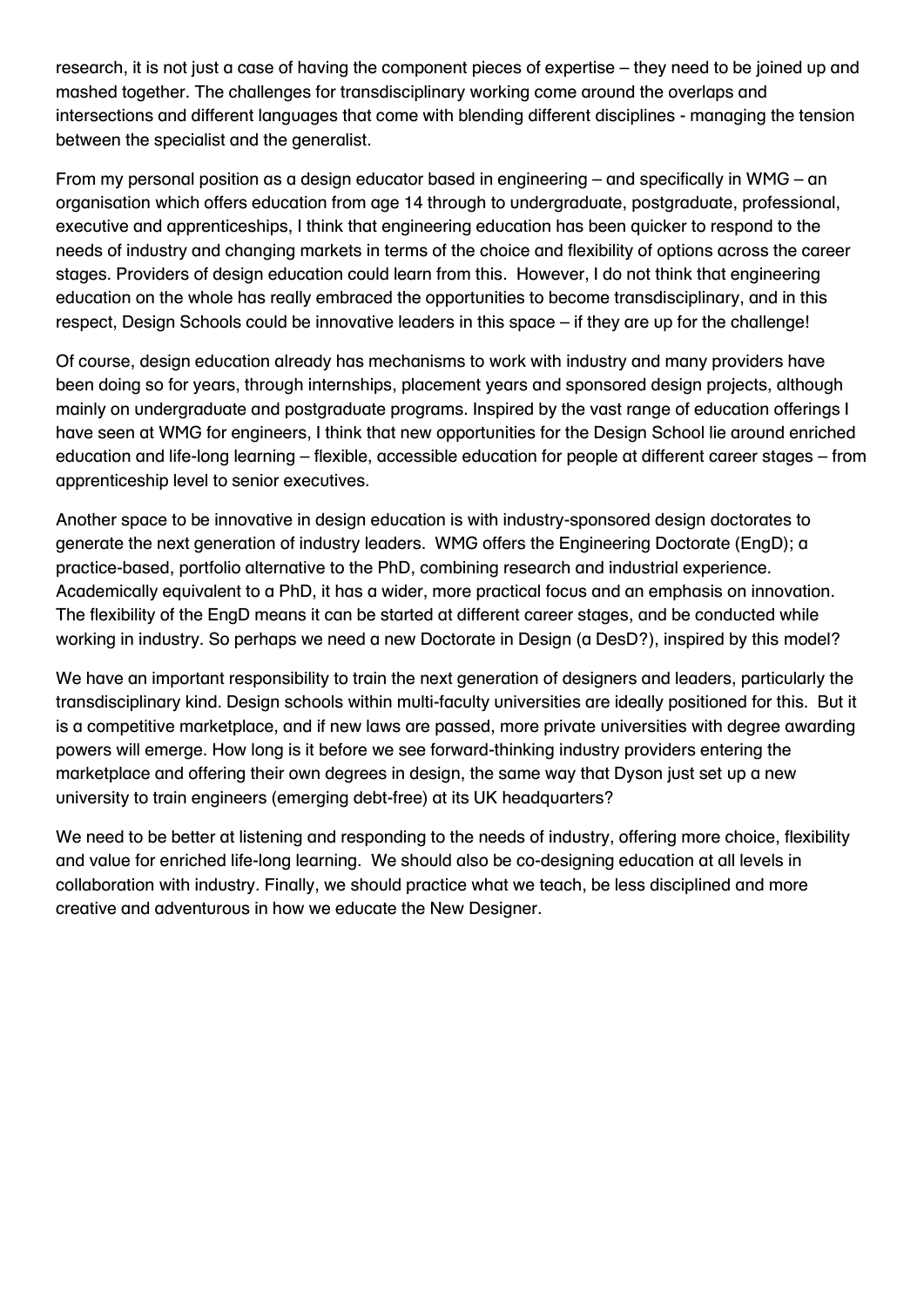research, it is not just a case of having the component pieces of expertise – they need to be joined up and mashed together. The challenges for transdisciplinary working come around the overlaps and intersections and different languages that come with blending different disciplines - managing the tension between the specialist and the generalist.

From my personal position as a design educator based in engineering – and specifically in WMG – an organisation which offers education from age 14 through to undergraduate, postgraduate, professional, executive and apprenticeships, I think that engineering education has been quicker to respond to the needs of industry and changing markets in terms of the choice and flexibility of options across the career stages. Providers of design education could learn from this. However, I do not think that engineering education on the whole has really embraced the opportunities to become transdisciplinary, and in this respect, Design Schools could be innovative leaders in this space – if they are up for the challenge!

Of course, design education already has mechanisms to work with industry and many providers have been doing so for years, through internships, placement years and sponsored design projects, although mainly on undergraduate and postgraduate programs. Inspired by the vast range of education offerings I have seen at WMG for engineers, I think that new opportunities for the Design School lie around enriched education and life-long learning – flexible, accessible education for people at different career stages – from apprenticeship level to senior executives.

Another space to be innovative in design education is with industry-sponsored design doctorates to generate the next generation of industry leaders. WMG offers the Engineering Doctorate (EngD); a practice-based, portfolio alternative to the PhD, combining research and industrial experience. Academically equivalent to a PhD, it has a wider, more practical focus and an emphasis on innovation. The flexibility of the EngD means it can be started at different career stages, and be conducted while working in industry. So perhaps we need a new Doctorate in Design (a DesD?), inspired by this model?

We have an important responsibility to train the next generation of designers and leaders, particularly the transdisciplinary kind. Design schools within multi-faculty universities are ideally positioned for this. But it is a competitive marketplace, and if new laws are passed, more private universities with degree awarding powers will emerge. How long is it before we see forward-thinking industry providers entering the marketplace and offering their own degrees in design, the same way that Dyson just set up a new university to train engineers (emerging debt-free) at its UK headquarters?

We need to be better at listening and responding to the needs of industry, offering more choice, flexibility and value for enriched life-long learning. We should also be co-designing education at all levels in collaboration with industry. Finally, we should practice what we teach, be less disciplined and more creative and adventurous in how we educate the New Designer.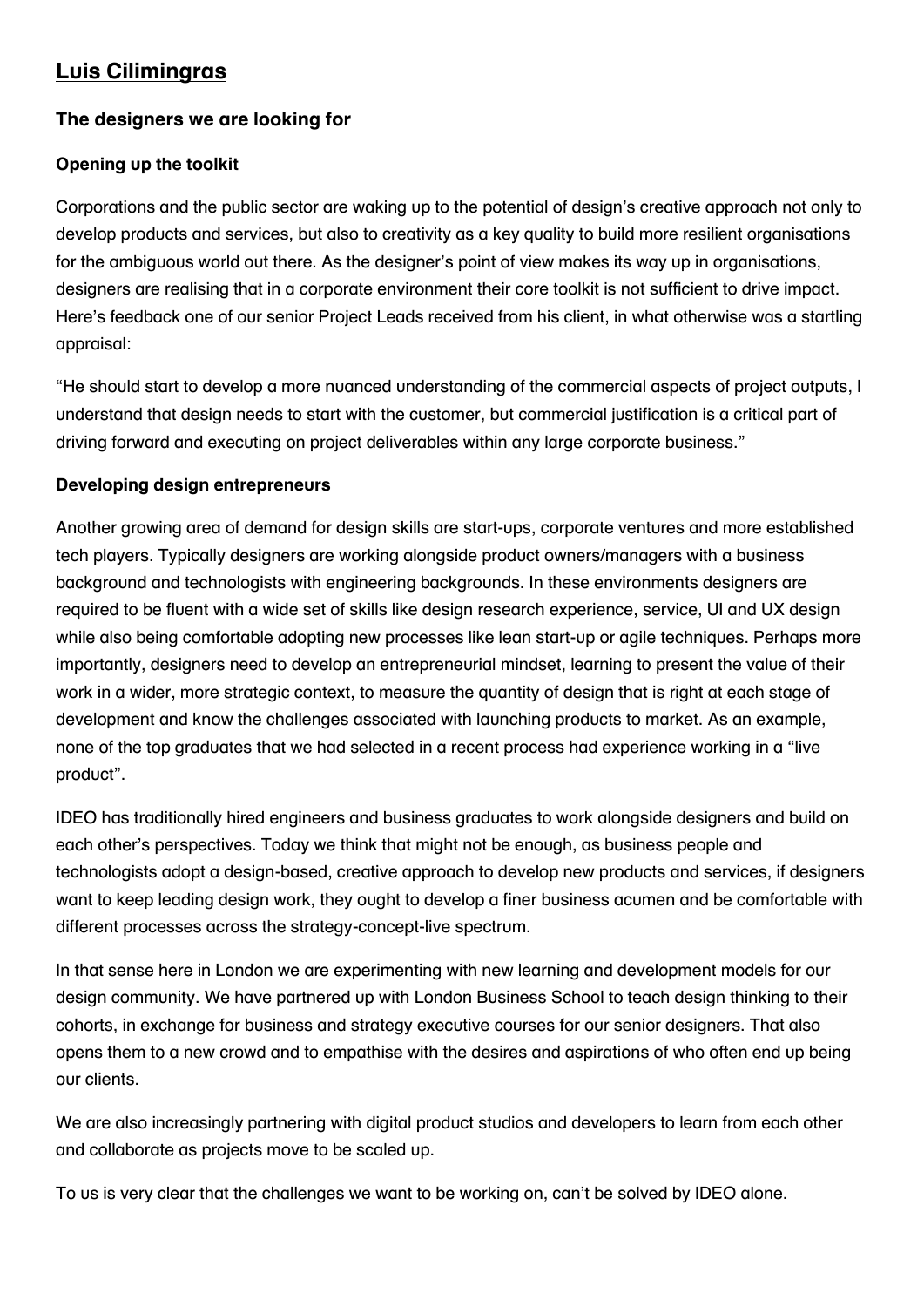## Luis Cilimingras

### The designers we are looking for

#### Opening up the toolkit

Corporations and the public sector are waking up to the potential of design's creative approach not only to develop products and services, but also to creativity as a key quality to build more resilient organisations for the ambiguous world out there. As the designer's point of view makes its way up in organisations, designers are realising that in a corporate environment their core toolkit is not sufficient to drive impact. Here's feedback one of our senior Project Leads received from his client, in what otherwise was a startling appraisal:

"He should start to develop a more nuanced understanding of the commercial aspects of project outputs, I understand that design needs to start with the customer, but commercial justification is a critical part of driving forward and executing on project deliverables within any large corporate business."

#### Developing design entrepreneurs

Another growing area of demand for design skills are start-ups, corporate ventures and more established tech players. Typically designers are working alongside product owners/managers with a business background and technologists with engineering backgrounds. In these environments designers are required to be fluent with a wide set of skills like design research experience, service, UI and UX design while also being comfortable adopting new processes like lean start-up or agile techniques. Perhaps more importantly, designers need to develop an entrepreneurial mindset, learning to present the value of their work in a wider, more strategic context, to measure the quantity of design that is right at each stage of development and know the challenges associated with launching products to market. As an example, none of the top graduates that we had selected in a recent process had experience working in a "live product".

IDEO has traditionally hired engineers and business graduates to work alongside designers and build on each other's perspectives. Today we think that might not be enough, as business people and technologists adopt a design-based, creative approach to develop new products and services, if designers want to keep leading design work, they ought to develop a finer business acumen and be comfortable with different processes across the strategy-concept-live spectrum.

In that sense here in London we are experimenting with new learning and development models for our design community. We have partnered up with London Business School to teach design thinking to their cohorts, in exchange for business and strategy executive courses for our senior designers. That also opens them to a new crowd and to empathise with the desires and aspirations of who often end up being our clients.

We are also increasingly partnering with digital product studios and developers to learn from each other and collaborate as projects move to be scaled up.

To us is very clear that the challenges we want to be working on, can't be solved by IDEO alone.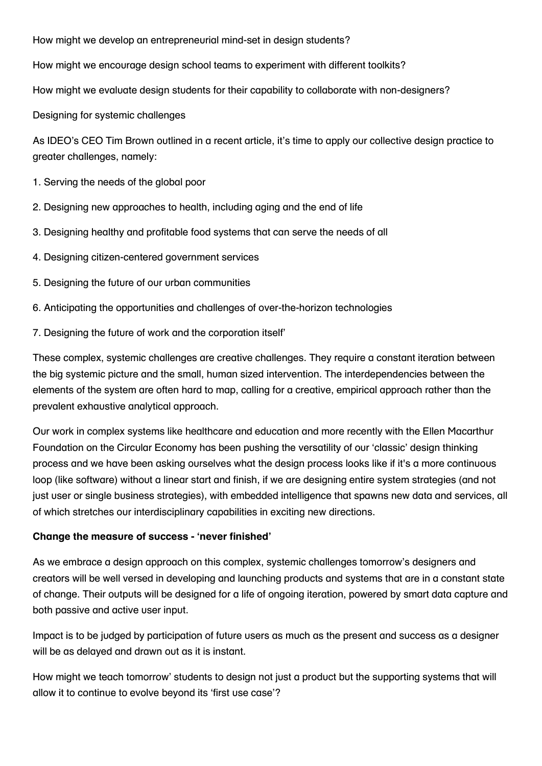How might we develop an entrepreneurial mind-set in design students?

How might we encourage design school teams to experiment with different toolkits?

How might we evaluate design students for their capability to collaborate with non-designers?

Designing for systemic challenges

As IDEO's CEO Tim Brown outlined in a recent article, it's time to apply our collective design practice to greater challenges, namely:

1. Serving the needs of the global poor
2. Designing new approaches to health, including aging and the end of life
3. Designing healthy and profitable food systems that can serve the needs of all
4. Designing citizen-centered government services
5. Designing the future of our urban communities
6. Anticipating the opportunities and challenges of over-the-horizon technologies
7. Designing the future of work and the corporation itself'

These complex, systemic challenges are creative challenges. They require a constant iteration between the big systemic picture and the small, human sized intervention. The interdependencies between the elements of the system are often hard to map, calling for a creative, empirical approach rather than the prevalent exhaustive analytical approach.

Our work in complex systems like healthcare and education and more recently with the Ellen Macarthur Foundation on the Circular Economy has been pushing the versatility of our 'classic' design thinking process and we have been asking ourselves what the design process looks like if it's a more continuous loop (like software) without a linear start and finish, if we are designing entire system strategies (and not just user or single business strategies), with embedded intelligence that spawns new data and services, all of which stretches our interdisciplinary capabilities in exciting new directions.

**Change the measure of success - 'never finished'**

As we embrace a design approach on this complex, systemic challenges tomorrow's designers and creators will be well versed in developing and launching products and systems that are in a constant state of change. Their outputs will be designed for a life of ongoing iteration, powered by smart data capture and both passive and active user input.

Impact is to be judged by participation of future users as much as the present and success as a designer will be as delayed and drawn out as it is instant.

How might we teach tomorrow' students to design not just a product but the supporting systems that will allow it to continue to evolve beyond its 'first use case'?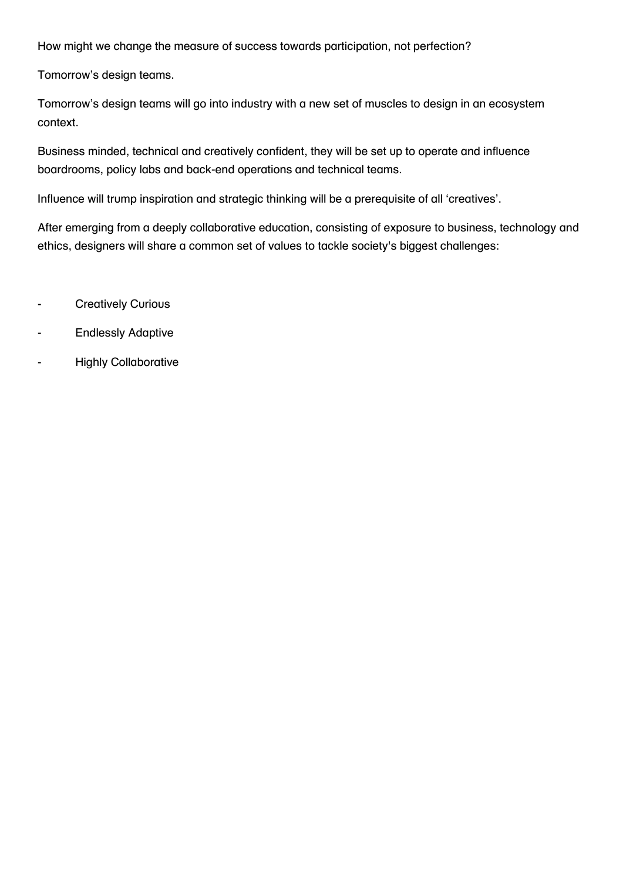How might we change the measure of success towards participation, not perfection?

Tomorrow's design teams.

Tomorrow's design teams will go into industry with a new set of muscles to design in an ecosystem context.

Business minded, technical and creatively confident, they will be set up to operate and influence boardrooms, policy labs and back-end operations and technical teams.

Influence will trump inspiration and strategic thinking will be a prerequisite of all 'creatives'.

After emerging from a deeply collaborative education, consisting of exposure to business, technology and ethics, designers will share a common set of values to tackle society's biggest challenges:

- Creatively Curious
- Endlessly Adaptive
- Highly Collaborative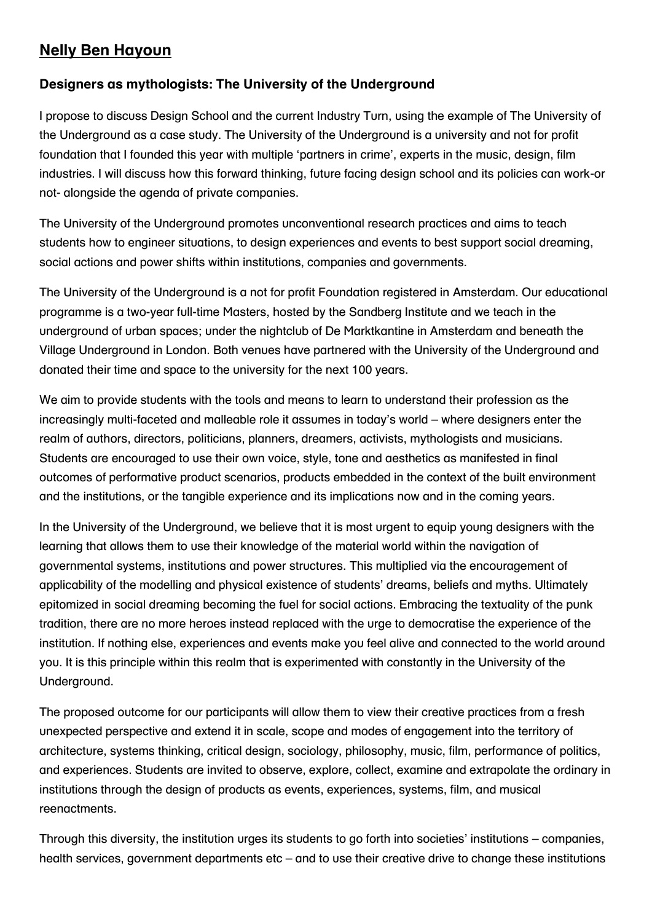## Nelly Ben Hayoun

### Designers as mythologists: The University of the Underground

I propose to discuss Design School and the current Industry Turn, using the example of The University of the Underground as a case study. The University of the Underground is a university and not for profit foundation that I founded this year with multiple 'partners in crime', experts in the music, design, film industries. I will discuss how this forward thinking, future facing design school and its policies can work-or not- alongside the agenda of private companies.

The University of the Underground promotes unconventional research practices and aims to teach students how to engineer situations, to design experiences and events to best support social dreaming, social actions and power shifts within institutions, companies and governments.

The University of the Underground is a not for profit Foundation registered in Amsterdam. Our educational programme is a two-year full-time Masters, hosted by the Sandberg Institute and we teach in the underground of urban spaces; under the nightclub of De Marktkantine in Amsterdam and beneath the Village Underground in London. Both venues have partnered with the University of the Underground and donated their time and space to the university for the next 100 years.

We aim to provide students with the tools and means to learn to understand their profession as the increasingly multi-faceted and malleable role it assumes in today's world – where designers enter the realm of authors, directors, politicians, planners, dreamers, activists, mythologists and musicians. Students are encouraged to use their own voice, style, tone and aesthetics as manifested in final outcomes of performative product scenarios, products embedded in the context of the built environment and the institutions, or the tangible experience and its implications now and in the coming years.

In the University of the Underground, we believe that it is most urgent to equip young designers with the learning that allows them to use their knowledge of the material world within the navigation of governmental systems, institutions and power structures. This multiplied via the encouragement of applicability of the modelling and physical existence of students' dreams, beliefs and myths. Ultimately epitomized in social dreaming becoming the fuel for social actions. Embracing the textuality of the punk tradition, there are no more heroes instead replaced with the urge to democratise the experience of the institution. If nothing else, experiences and events make you feel alive and connected to the world around you. It is this principle within this realm that is experimented with constantly in the University of the Underground.

The proposed outcome for our participants will allow them to view their creative practices from a fresh unexpected perspective and extend it in scale, scope and modes of engagement into the territory of architecture, systems thinking, critical design, sociology, philosophy, music, film, performance of politics, and experiences. Students are invited to observe, explore, collect, examine and extrapolate the ordinary in institutions through the design of products as events, experiences, systems, film, and musical reenactments.

Through this diversity, the institution urges its students to go forth into societies' institutions – companies, health services, government departments etc – and to use their creative drive to change these institutions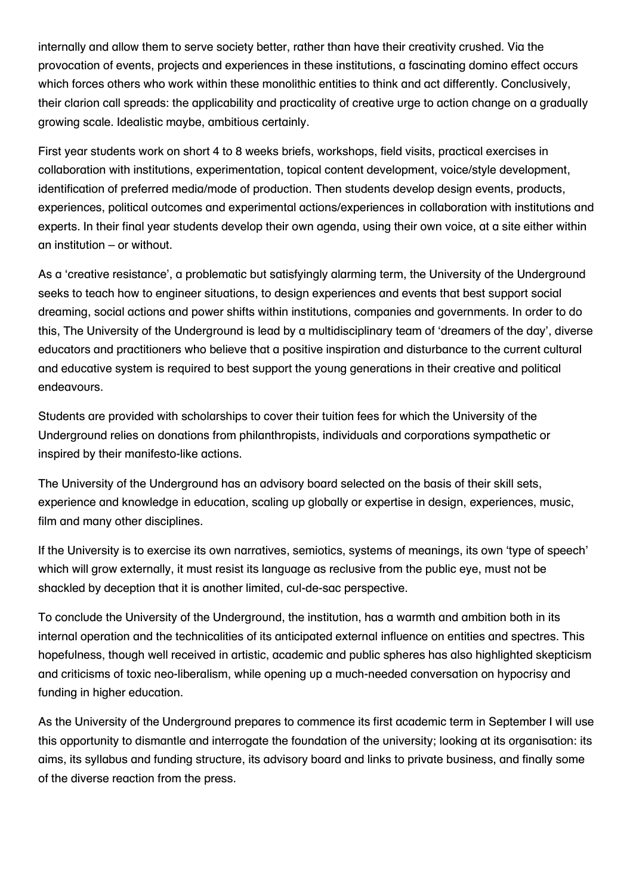internally and allow them to serve society better, rather than have their creativity crushed. Via the provocation of events, projects and experiences in these institutions, a fascinating domino effect occurs which forces others who work within these monolithic entities to think and act differently. Conclusively, their clarion call spreads: the applicability and practicality of creative urge to action change on a gradually growing scale. Idealistic maybe, ambitious certainly.

First year students work on short 4 to 8 weeks briefs, workshops, field visits, practical exercises in collaboration with institutions, experimentation, topical content development, voice/style development, identification of preferred media/mode of production. Then students develop design events, products, experiences, political outcomes and experimental actions/experiences in collaboration with institutions and experts. In their final year students develop their own agenda, using their own voice, at a site either within an institution – or without.

As a 'creative resistance', a problematic but satisfyingly alarming term, the University of the Underground seeks to teach how to engineer situations, to design experiences and events that best support social dreaming, social actions and power shifts within institutions, companies and governments. In order to do this, The University of the Underground is lead by a multidisciplinary team of 'dreamers of the day', diverse educators and practitioners who believe that a positive inspiration and disturbance to the current cultural and educative system is required to best support the young generations in their creative and political endeavours.

Students are provided with scholarships to cover their tuition fees for which the University of the Underground relies on donations from philanthropists, individuals and corporations sympathetic or inspired by their manifesto-like actions.

The University of the Underground has an advisory board selected on the basis of their skill sets, experience and knowledge in education, scaling up globally or expertise in design, experiences, music, film and many other disciplines.

If the University is to exercise its own narratives, semiotics, systems of meanings, its own 'type of speech' which will grow externally, it must resist its language as reclusive from the public eye, must not be shackled by deception that it is another limited, cul-de-sac perspective.

To conclude the University of the Underground, the institution, has a warmth and ambition both in its internal operation and the technicalities of its anticipated external influence on entities and spectres. This hopefulness, though well received in artistic, academic and public spheres has also highlighted skepticism and criticisms of toxic neo-liberalism, while opening up a much-needed conversation on hypocrisy and funding in higher education.

As the University of the Underground prepares to commence its first academic term in September I will use this opportunity to dismantle and interrogate the foundation of the university; looking at its organisation: its aims, its syllabus and funding structure, its advisory board and links to private business, and finally some of the diverse reaction from the press.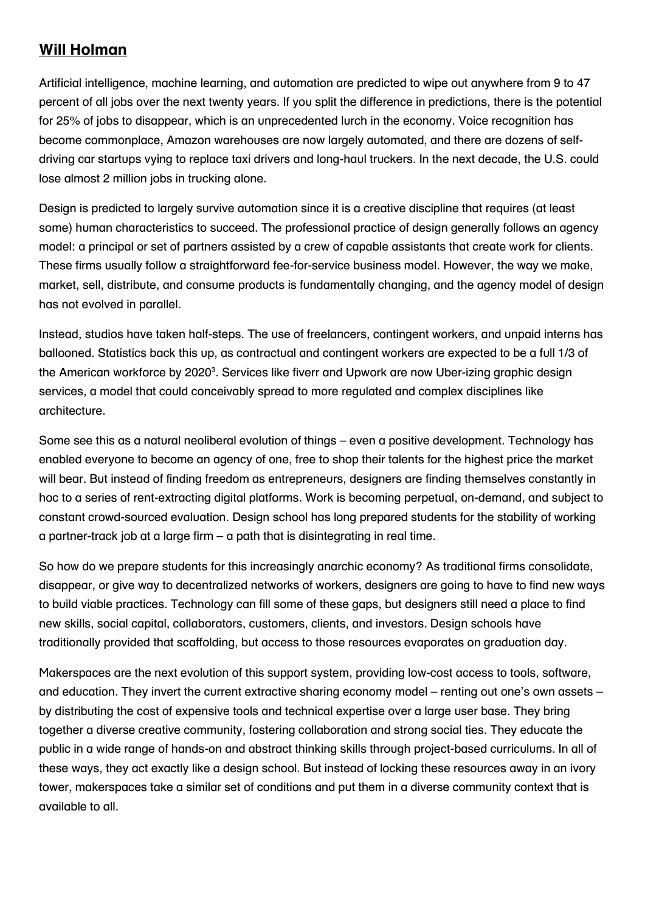## Will Holman

Artificial intelligence, machine learning, and automation are predicted to wipe out anywhere from 9 to 47 percent of all jobs over the next twenty years. If you split the difference in predictions, there is the potential for 25% of jobs to disappear, which is an unprecedented lurch in the economy. Voice recognition has become commonplace, Amazon warehouses are now largely automated, and there are dozens of self-driving car startups vying to replace taxi drivers and long-haul truckers. In the next decade, the U.S. could lose almost 2 million jobs in trucking alone.

Design is predicted to largely survive automation since it is a creative discipline that requires (at least some) human characteristics to succeed. The professional practice of design generally follows an agency model: a principal or set of partners assisted by a crew of capable assistants that create work for clients. These firms usually follow a straightforward fee-for-service business model. However, the way we make, market, sell, distribute, and consume products is fundamentally changing, and the agency model of design has not evolved in parallel.

Instead, studios have taken half-steps. The use of freelancers, contingent workers, and unpaid interns has ballooned. Statistics back this up, as contractual and contingent workers are expected to be a full 1/3 of the American workforce by 2020[3]. Services like fiverr and Upwork are now Uber-izing graphic design services, a model that could conceivably spread to more regulated and complex disciplines like architecture.

Some see this as a natural neoliberal evolution of things – even a positive development. Technology has enabled everyone to become an agency of one, free to shop their talents for the highest price the market will bear. But instead of finding freedom as entrepreneurs, designers are finding themselves constantly in hoc to a series of rent-extracting digital platforms. Work is becoming perpetual, on-demand, and subject to constant crowd-sourced evaluation. Design school has long prepared students for the stability of working a partner-track job at a large firm – a path that is disintegrating in real time.

So how do we prepare students for this increasingly anarchic economy? As traditional firms consolidate, disappear, or give way to decentralized networks of workers, designers are going to have to find new ways to build viable practices. Technology can fill some of these gaps, but designers still need a place to find new skills, social capital, collaborators, customers, clients, and investors. Design schools have traditionally provided that scaffolding, but access to those resources evaporates on graduation day.

Makerspaces are the next evolution of this support system, providing low-cost access to tools, software, and education. They invert the current extractive sharing economy model – renting out one's own assets – by distributing the cost of expensive tools and technical expertise over a large user base. They bring together a diverse creative community, fostering collaboration and strong social ties. They educate the public in a wide range of hands-on and abstract thinking skills through project-based curriculums. In all of these ways, they act exactly like a design school. But instead of locking these resources away in an ivory tower, makerspaces take a similar set of conditions and put them in a diverse community context that is available to all.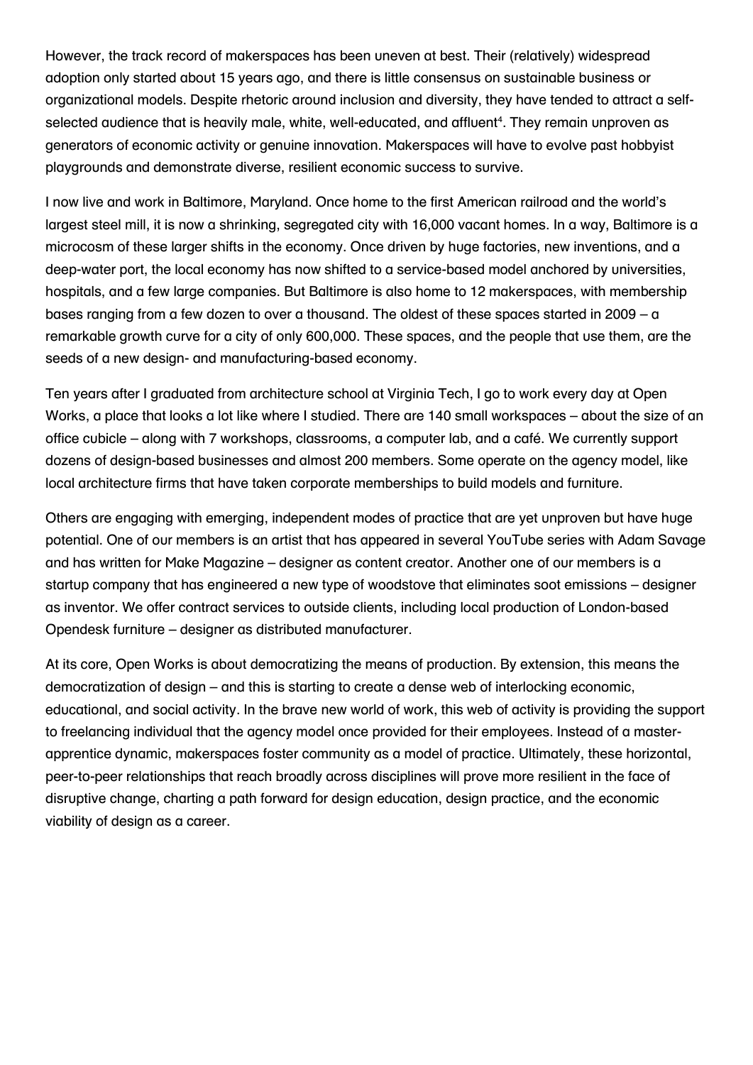However, the track record of makerspaces has been uneven at best. Their (relatively) widespread adoption only started about 15 years ago, and there is little consensus on sustainable business or organizational models. Despite rhetoric around inclusion and diversity, they have tended to attract a self-selected audience that is heavily male, white, well-educated, and affluent[4]. They remain unproven as generators of economic activity or genuine innovation. Makerspaces will have to evolve past hobbyist playgrounds and demonstrate diverse, resilient economic success to survive.

I now live and work in Baltimore, Maryland. Once home to the first American railroad and the world's largest steel mill, it is now a shrinking, segregated city with 16,000 vacant homes. In a way, Baltimore is a microcosm of these larger shifts in the economy. Once driven by huge factories, new inventions, and a deep-water port, the local economy has now shifted to a service-based model anchored by universities, hospitals, and a few large companies. But Baltimore is also home to 12 makerspaces, with membership bases ranging from a few dozen to over a thousand. The oldest of these spaces started in 2009 – a remarkable growth curve for a city of only 600,000. These spaces, and the people that use them, are the seeds of a new design- and manufacturing-based economy.

Ten years after I graduated from architecture school at Virginia Tech, I go to work every day at Open Works, a place that looks a lot like where I studied. There are 140 small workspaces – about the size of an office cubicle – along with 7 workshops, classrooms, a computer lab, and a café. We currently support dozens of design-based businesses and almost 200 members. Some operate on the agency model, like local architecture firms that have taken corporate memberships to build models and furniture.

Others are engaging with emerging, independent modes of practice that are yet unproven but have huge potential. One of our members is an artist that has appeared in several YouTube series with Adam Savage and has written for Make Magazine – designer as content creator. Another one of our members is a startup company that has engineered a new type of woodstove that eliminates soot emissions – designer as inventor. We offer contract services to outside clients, including local production of London-based Opendesk furniture – designer as distributed manufacturer.

At its core, Open Works is about democratizing the means of production. By extension, this means the democratization of design – and this is starting to create a dense web of interlocking economic, educational, and social activity. In the brave new world of work, this web of activity is providing the support to freelancing individual that the agency model once provided for their employees. Instead of a master-apprentice dynamic, makerspaces foster community as a model of practice. Ultimately, these horizontal, peer-to-peer relationships that reach broadly across disciplines will prove more resilient in the face of disruptive change, charting a path forward for design education, design practice, and the economic viability of design as a career.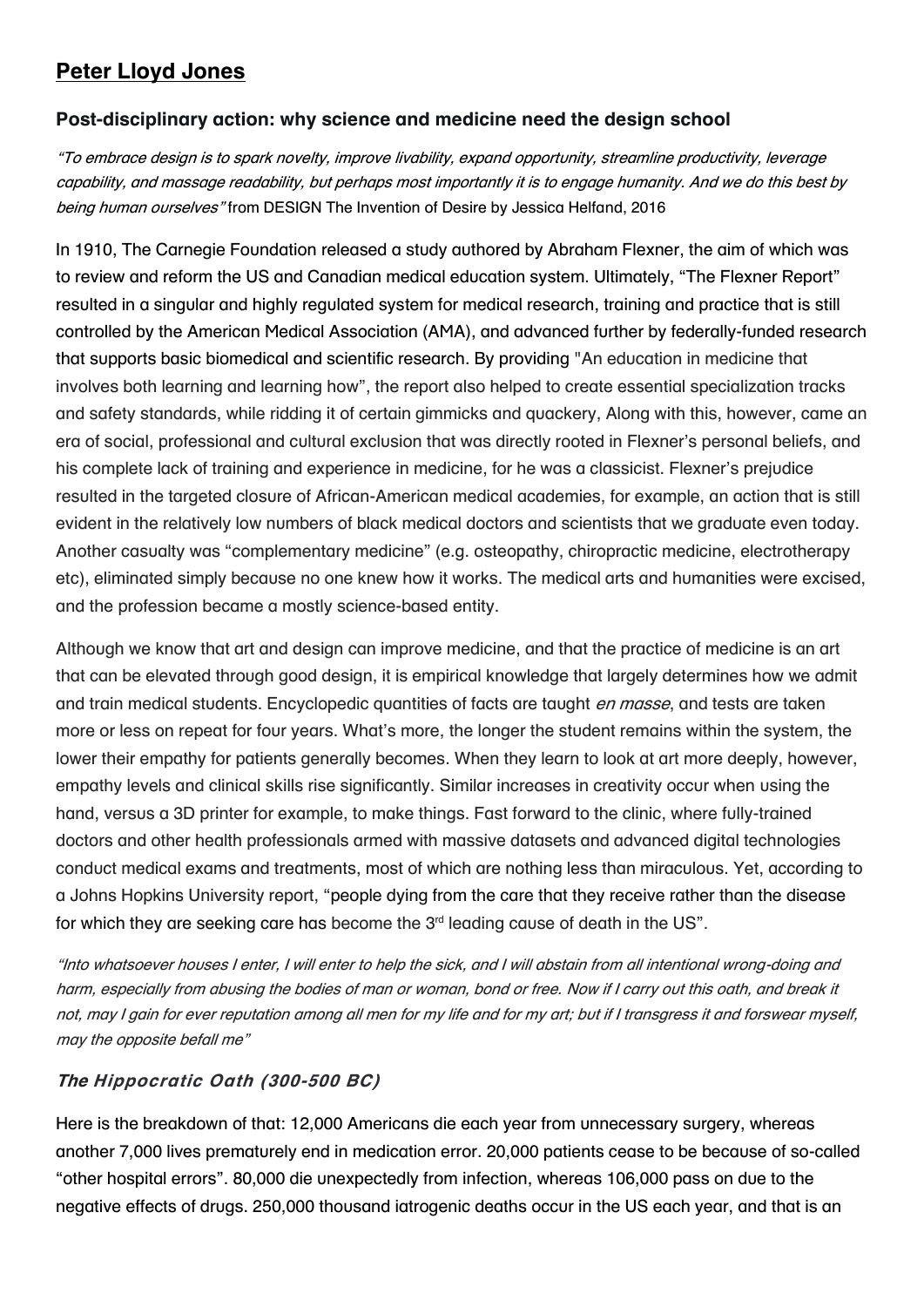## Peter Lloyd Jones

### Post-disciplinary action: why science and medicine need the design school

*"To embrace design is to spark novelty, improve livability, expand opportunity, streamline productivity, leverage capability, and massage readability, but perhaps most importantly it is to engage humanity. And we do this best by being human ourselves"* from DESIGN The Invention of Desire by Jessica Helfand, 2016

In 1910, The Carnegie Foundation released a study authored by Abraham Flexner, the aim of which was to review and reform the US and Canadian medical education system. Ultimately, "The Flexner Report" resulted in a singular and highly regulated system for medical research, training and practice that is still controlled by the American Medical Association (AMA), and advanced further by federally-funded research that supports basic biomedical and scientific research. By providing "An education in medicine that involves both learning and learning how", the report also helped to create essential specialization tracks and safety standards, while ridding it of certain gimmicks and quackery, Along with this, however, came an era of social, professional and cultural exclusion that was directly rooted in Flexner's personal beliefs, and his complete lack of training and experience in medicine, for he was a classicist. Flexner's prejudice resulted in the targeted closure of African-American medical academies, for example, an action that is still evident in the relatively low numbers of black medical doctors and scientists that we graduate even today. Another casualty was "complementary medicine" (e.g. osteopathy, chiropractic medicine, electrotherapy etc), eliminated simply because no one knew how it works. The medical arts and humanities were excised, and the profession became a mostly science-based entity.

Although we know that art and design can improve medicine, and that the practice of medicine is an art that can be elevated through good design, it is empirical knowledge that largely determines how we admit and train medical students. Encyclopedic quantities of facts are taught *en masse*, and tests are taken more or less on repeat for four years. What's more, the longer the student remains within the system, the lower their empathy for patients generally becomes. When they learn to look at art more deeply, however, empathy levels and clinical skills rise significantly. Similar increases in creativity occur when using the hand, versus a 3D printer for example, to make things. Fast forward to the clinic, where fully-trained doctors and other health professionals armed with massive datasets and advanced digital technologies conduct medical exams and treatments, most of which are nothing less than miraculous. Yet, according to a Johns Hopkins University report, "people dying from the care that they receive rather than the disease for which they are seeking care has become the 3rd leading cause of death in the US".

*"Into whatsoever houses I enter, I will enter to help the sick, and I will abstain from all intentional wrong-doing and harm, especially from abusing the bodies of man or woman, bond or free. Now if I carry out this oath, and break it not, may I gain for ever reputation among all men for my life and for my art; but if I transgress it and forswear myself, may the opposite befall me"*

***The Hippocratic Oath (300-500 BC)***

Here is the breakdown of that: 12,000 Americans die each year from unnecessary surgery, whereas another 7,000 lives prematurely end in medication error. 20,000 patients cease to be because of so-called "other hospital errors". 80,000 die unexpectedly from infection, whereas 106,000 pass on due to the negative effects of drugs. 250,000 thousand iatrogenic deaths occur in the US each year, and that is an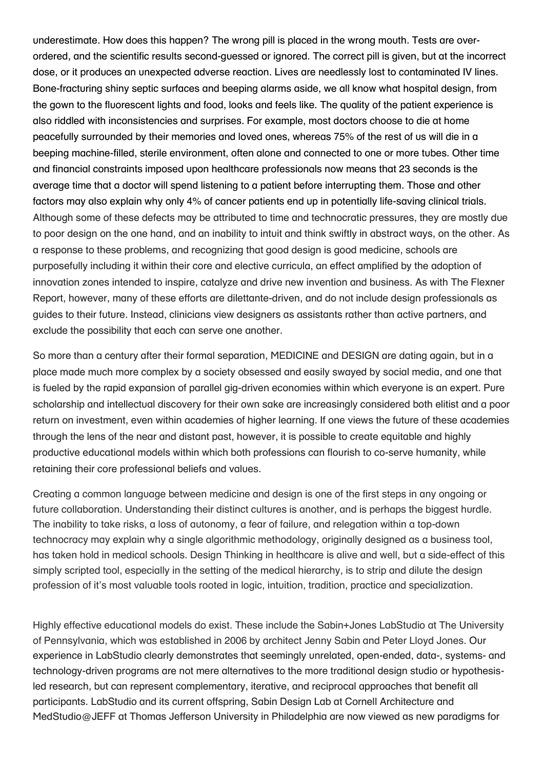underestimate. How does this happen? The wrong pill is placed in the wrong mouth. Tests are over-ordered, and the scientific results second-guessed or ignored. The correct pill is given, but at the incorrect dose, or it produces an unexpected adverse reaction. Lives are needlessly lost to contaminated IV lines. Bone-fracturing shiny septic surfaces and beeping alarms aside, we all know what hospital design, from the gown to the fluorescent lights and food, looks and feels like. The quality of the patient experience is also riddled with inconsistencies and surprises. For example, most doctors choose to die at home peacefully surrounded by their memories and loved ones, whereas 75% of the rest of us will die in a beeping machine-filled, sterile environment, often alone and connected to one or more tubes. Other time and financial constraints imposed upon healthcare professionals now means that 23 seconds is the average time that a doctor will spend listening to a patient before interrupting them. Those and other factors may also explain why only 4% of cancer patients end up in potentially life-saving clinical trials. Although some of these defects may be attributed to time and technocratic pressures, they are mostly due to poor design on the one hand, and an inability to intuit and think swiftly in abstract ways, on the other. As a response to these problems, and recognizing that good design is good medicine, schools are purposefully including it within their core and elective curricula, an effect amplified by the adoption of innovation zones intended to inspire, catalyze and drive new invention and business. As with The Flexner Report, however, many of these efforts are dilettante-driven, and do not include design professionals as guides to their future. Instead, clinicians view designers as assistants rather than active partners, and exclude the possibility that each can serve one another.

So more than a century after their formal separation, MEDICINE and DESIGN are dating again, but in a place made much more complex by a society obsessed and easily swayed by social media, and one that is fueled by the rapid expansion of parallel gig-driven economies within which everyone is an expert. Pure scholarship and intellectual discovery for their own sake are increasingly considered both elitist and a poor return on investment, even within academies of higher learning. If one views the future of these academies through the lens of the near and distant past, however, it is possible to create equitable and highly productive educational models within which both professions can flourish to co-serve humanity, while retaining their core professional beliefs and values.

Creating a common language between medicine and design is one of the first steps in any ongoing or future collaboration. Understanding their distinct cultures is another, and is perhaps the biggest hurdle. The inability to take risks, a loss of autonomy, a fear of failure, and relegation within a top-down technocracy may explain why a single algorithmic methodology, originally designed as a business tool, has taken hold in medical schools. Design Thinking in healthcare is alive and well, but a side-effect of this simply scripted tool, especially in the setting of the medical hierarchy, is to strip and dilute the design profession of it's most valuable tools rooted in logic, intuition, tradition, practice and specialization.

Highly effective educational models do exist. These include the Sabin+Jones LabStudio at The University of Pennsylvania, which was established in 2006 by architect Jenny Sabin and Peter Lloyd Jones. Our experience in LabStudio clearly demonstrates that seemingly unrelated, open-ended, data-, systems- and technology-driven programs are not mere alternatives to the more traditional design studio or hypothesis-led research, but can represent complementary, iterative, and reciprocal approaches that benefit all participants. LabStudio and its current offspring, Sabin Design Lab at Cornell Architecture and MedStudio@JEFF at Thomas Jefferson University in Philadelphia are now viewed as new paradigms for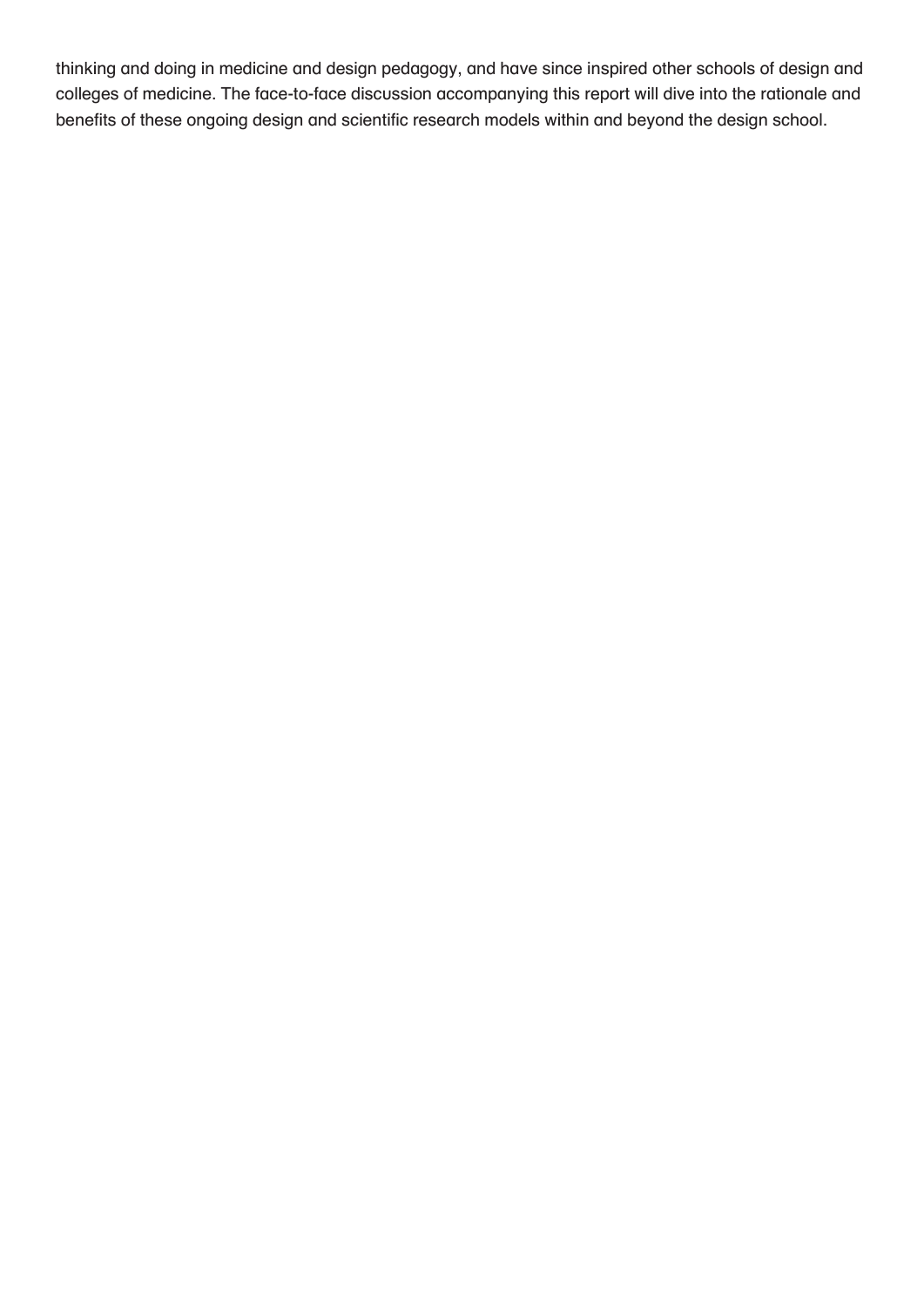thinking and doing in medicine and design pedagogy, and have since inspired other schools of design and colleges of medicine. The face-to-face discussion accompanying this report will dive into the rationale and benefits of these ongoing design and scientific research models within and beyond the design school.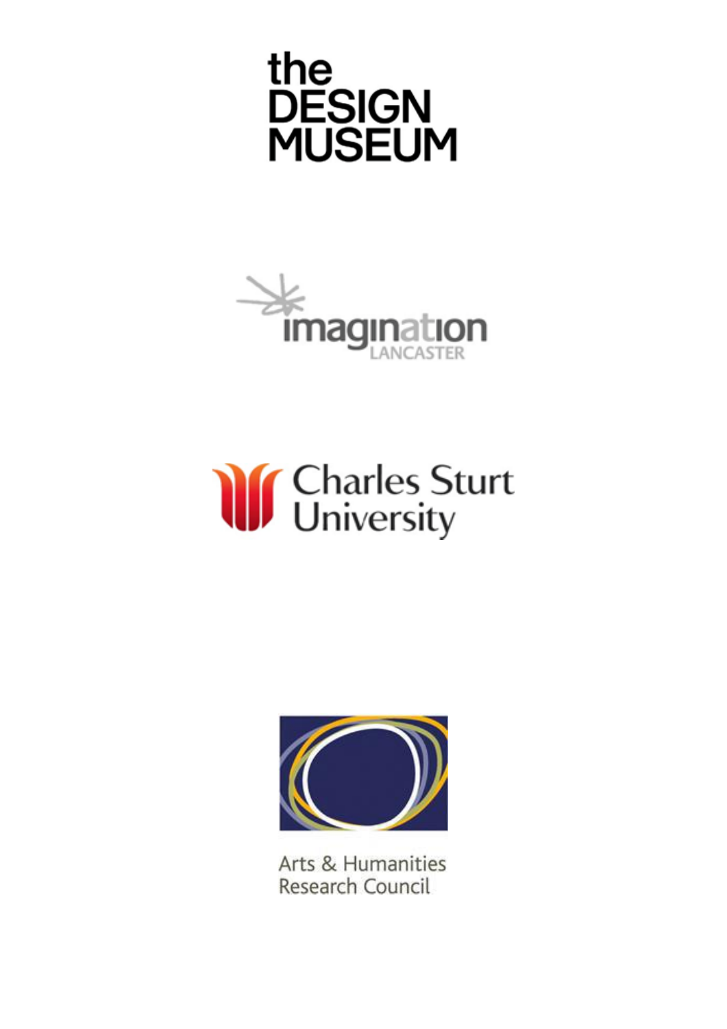the
DESIGN
MUSEUM

imagination
LANCASTER

Charles Sturt
University

Arts & Humanities
Research Council